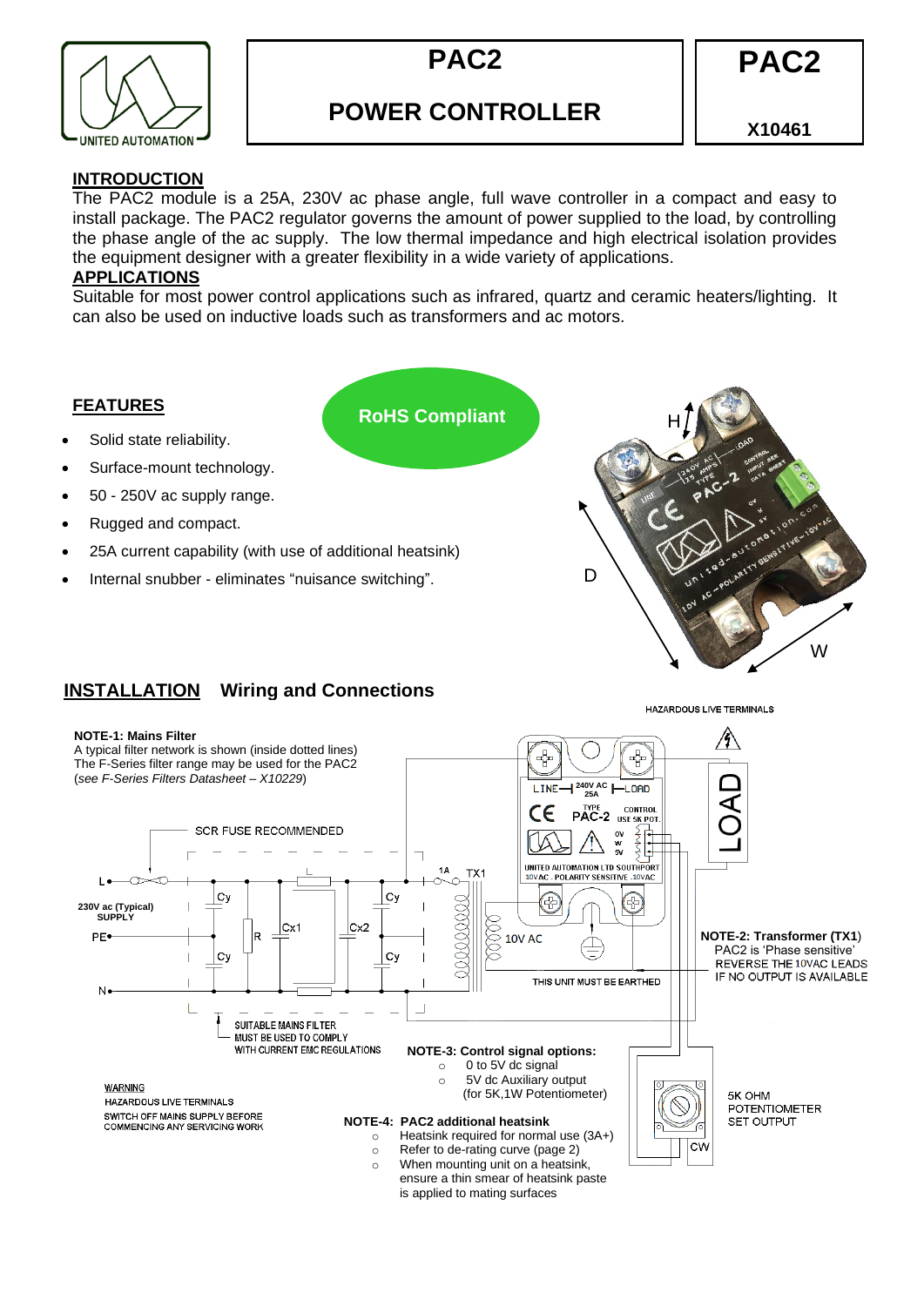# PAC2

## POWER CONTROLLER

**PAC2**

**X10461**

## INTRODUCTION

The PAC2 module is a 25A, 230V ac phase angle, full wave controller in a compact and easy to install package. The PAC2 regulator governs the amount of power supplied to the load, by controlling the phase angle of the ac supply. The low thermal impedance and high electrical isolation provides the equipment designer with a greater flexibility in a wide variety of applications.

## APPLICATIONS

Suitable for most power control applications such as infrared, quartz and ceramic heaters/lighting. It can also be used on inductive loads such as transformers and ac motors.

## FEATURES

**RoHS Compliant**

- Solid state reliability.
- Surface-mount technology.
- 50 - 250V ac supply range.
- Rugged and compact.
- 25A current capability (with use of additional heatsink)
- Internal snubber - eliminates "nuisance switching".

H

D

W

## INSTALLATION Wiring and Connections

HAZARDOUS LIVE TERMINALS

**NOTE-1: Mains Filter**
A typical filter network is shown (inside dotted lines)
The F-Series filter range may be used for the PAC2
(*see F-Series Filters Datasheet – X10229*)

SCR FUSE RECOMMENDED

L
230V ac (Typical) SUPPLY
PE
N

Cy, R, Cx1, Cx2, Cy, Cy, Cy, L

1A TX1

10V AC

LINE 240V AC 25A LOAD
TYPE PAC-2
CONTROL USE 5K POT.
0V W 5V
UNITED AUTOMATION LTD SOUTHPORT
10VAC - POLARITY SENSITIVE -10VAC

THIS UNIT MUST BE EARTHED

LOAD

**NOTE-2: Transformer (TX1)**
PAC2 is 'Phase sensitive'
REVERSE THE 10VAC LEADS IF NO OUTPUT IS AVAILABLE

SUITABLE MAINS FILTER MUST BE USED TO COMPLY WITH CURRENT EMC REGULATIONS

**NOTE-3: Control signal options:**
- 0 to 5V dc signal
- 5V dc Auxiliary output (for 5K,1W Potentiometer)

CW

5K OHM POTENTIOMETER SET OUTPUT

WARNING
HAZARDOUS LIVE TERMINALS
SWITCH OFF MAINS SUPPLY BEFORE COMMENCING ANY SERVICING WORK

**NOTE-4: PAC2 additional heatsink**
- Heatsink required for normal use (3A+)
- Refer to de-rating curve (page 2)
- When mounting unit on a heatsink, ensure a thin smear of heatsink paste is applied to mating surfaces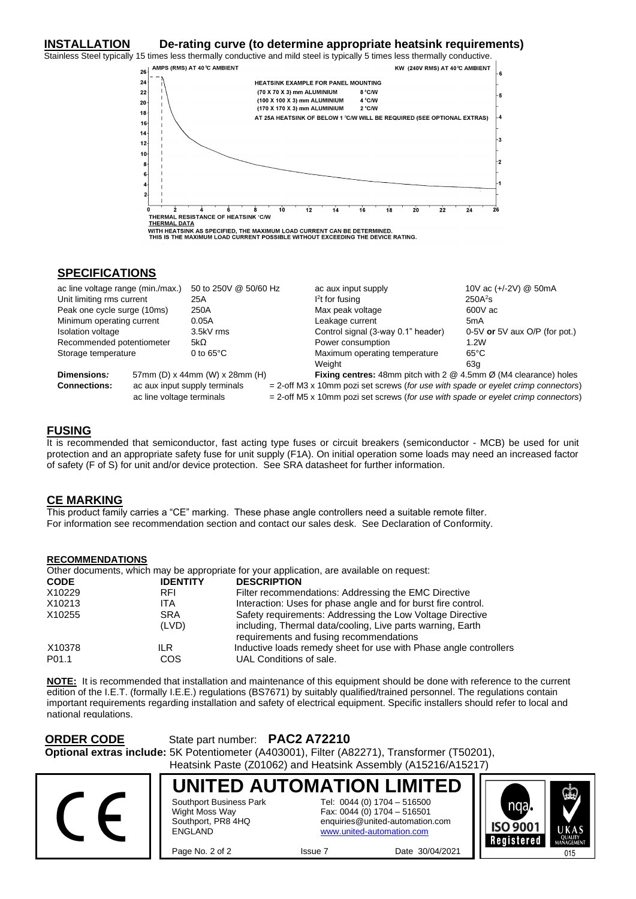## INSTALLATION De-rating curve (to determine appropriate heatsink requirements)

Stainless Steel typically 15 times less thermally conductive and mild steel is typically 5 times less thermally conductive.

AMPS (RMS) AT 40°C AMBIENT

KW (240V RMS) AT 40°C AMBIENT

HEATSINK EXAMPLE FOR PANEL MOUNTING

(70 X 70 X 3) mm ALUMINIUM 8 °C/W

(100 X 100 X 3) mm ALUMINIUM 4 °C/W

(170 X 170 X 3) mm ALUMINIUM 2 °C/W

AT 25A HEATSINK OF BELOW 1 °C/W WILL BE REQUIRED (SEE OPTIONAL EXTRAS)

26 24 22 20 18 16 14 12 10 8 6 4 2

6 5 4 3 2 1

0 2 4 6 8 10 12 14 16 18 20 22 24 26

THERMAL RESISTANCE OF HEATSINK °C/W

THERMAL DATA

WITH HEATSINK AS SPECIFIED, THE MAXIMUM LOAD CURRENT CAN BE DETERMINED.
THIS IS THE MAXIMUM LOAD CURRENT POSSIBLE WITHOUT EXCEEDING THE DEVICE RATING.

## SPECIFICATIONS

| | | | |
|---|---|---|---|
| ac line voltage range (min./max.) | 50 to 250V @ 50/60 Hz | ac aux input supply | 10V ac (+/-2V) @ 50mA |
| Unit limiting rms current | 25A | $I^2t$ for fusing | $250A^2s$ |
| Peak one cycle surge (10ms) | 250A | Max peak voltage | 600V ac |
| Minimum operating current | 0.05A | Leakage current | 5mA |
| Isolation voltage | 3.5kV rms | Control signal (3-way 0.1" header) | 0-5V **or** 5V aux O/P (for pot.) |
| Recommended potentiometer | 5kΩ | Power consumption | 1.2W |
| Storage temperature | 0 to 65°C | Maximum operating temperature | 65°C |
| | | Weight | 63g |

**Dimensions:** 57mm (D) x 44mm (W) x 28mm (H) **Fixing centres:** 48mm pitch with 2 @ 4.5mm Ø (M4 clearance) holes

**Connections:** ac aux input supply terminals = 2-off M3 x 10mm pozi set screws (*for use with spade or eyelet crimp connectors*)
ac line voltage terminals = 2-off M5 x 10mm pozi set screws (*for use with spade or eyelet crimp connectors*)

## FUSING

It is recommended that semiconductor, fast acting type fuses or circuit breakers (semiconductor - MCB) be used for unit protection and an appropriate safety fuse for unit supply (F1A). On initial operation some loads may need an increased factor of safety (F of S) for unit and/or device protection. See SRA datasheet for further information.

## CE MARKING

This product family carries a "CE" marking. These phase angle controllers need a suitable remote filter. For information see recommendation section and contact our sales desk. See Declaration of Conformity.

### RECOMMENDATIONS

Other documents, which may be appropriate for your application, are available on request:

| CODE | IDENTITY | DESCRIPTION |
|---|---|---|
| X10229 | RFI | Filter recommendations: Addressing the EMC Directive |
| X10213 | ITA | Interaction: Uses for phase angle and for burst fire control. |
| X10255 | SRA (LVD) | Safety requirements: Addressing the Low Voltage Directive including, Thermal data/cooling, Live parts warning, Earth requirements and fusing recommendations |
| X10378 | ILR | Inductive loads remedy sheet for use with Phase angle controllers |
| P01.1 | COS | UAL Conditions of sale. |

**NOTE:** It is recommended that installation and maintenance of this equipment should be done with reference to the current edition of the I.E.T. (formally I.E.E.) regulations (BS7671) by suitably qualified/trained personnel. The regulations contain important requirements regarding installation and safety of electrical equipment. Specific installers should refer to local and national regulations.

**ORDER CODE** State part number: **PAC2 A72210**

**Optional extras include:** 5K Potentiometer (A403001), Filter (A82271), Transformer (T50201), Heatsink Paste (Z01062) and Heatsink Assembly (A15216/A15217)

CE

# UNITED AUTOMATION LIMITED

Southport Business Park
Wight Moss Way
Southport, PR8 4HQ
ENGLAND

Tel: 0044 (0) 1704 – 516500
Fax: 0044 (0) 1704 – 516501
enquiries@united-automation.com
www.united-automation.com

Issue 7 Date 30/04/2021

nqa. ISO 9001 Registered UKAS QUALITY MANAGEMENT 015